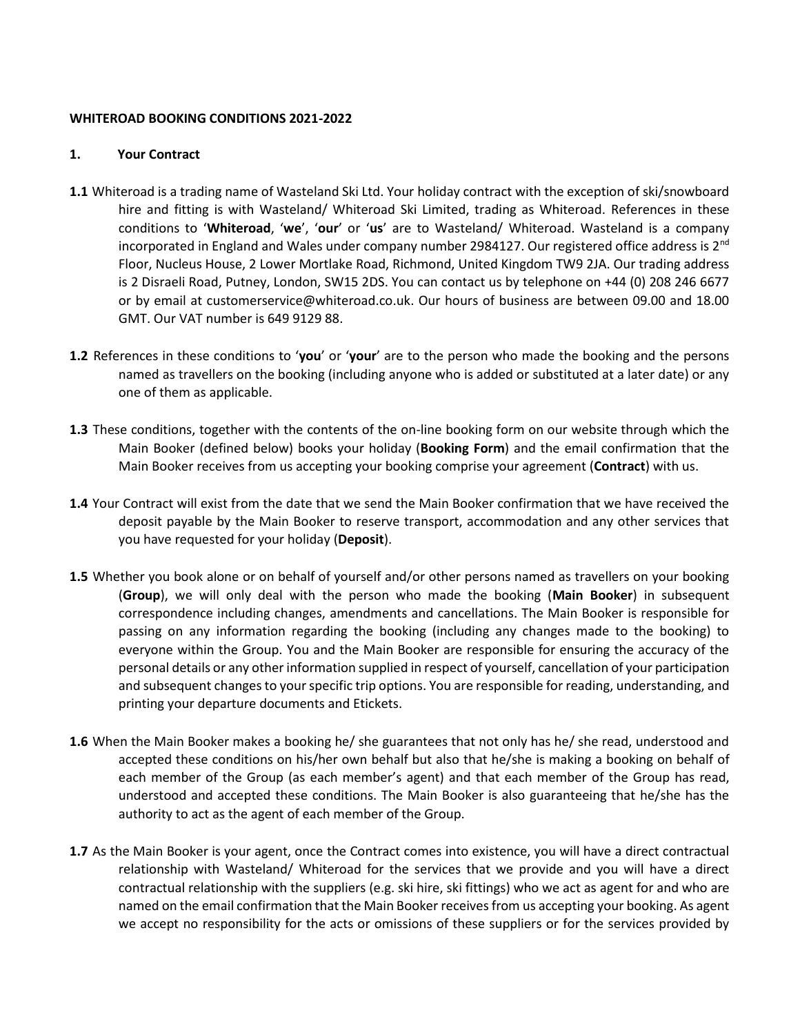**WHITEROAD BOOKING CONDITIONS 2021-2022**

**1. Your Contract**

**1.1** Whiteroad is a trading name of Wasteland Ski Ltd. Your holiday contract with the exception of ski/snowboard hire and fitting is with Wasteland/ Whiteroad Ski Limited, trading as Whiteroad. References in these conditions to '**Whiteroad**', '**we**', '**our**' or '**us**' are to Wasteland/ Whiteroad. Wasteland is a company incorporated in England and Wales under company number 2984127. Our registered office address is 2nd Floor, Nucleus House, 2 Lower Mortlake Road, Richmond, United Kingdom TW9 2JA. Our trading address is 2 Disraeli Road, Putney, London, SW15 2DS. You can contact us by telephone on +44 (0) 208 246 6677 or by email at customerservice@whiteroad.co.uk. Our hours of business are between 09.00 and 18.00 GMT. Our VAT number is 649 9129 88.

**1.2** References in these conditions to '**you**' or '**your**' are to the person who made the booking and the persons named as travellers on the booking (including anyone who is added or substituted at a later date) or any one of them as applicable.

**1.3** These conditions, together with the contents of the on-line booking form on our website through which the Main Booker (defined below) books your holiday (**Booking Form**) and the email confirmation that the Main Booker receives from us accepting your booking comprise your agreement (**Contract**) with us.

**1.4** Your Contract will exist from the date that we send the Main Booker confirmation that we have received the deposit payable by the Main Booker to reserve transport, accommodation and any other services that you have requested for your holiday (**Deposit**).

**1.5** Whether you book alone or on behalf of yourself and/or other persons named as travellers on your booking (**Group**), we will only deal with the person who made the booking (**Main Booker**) in subsequent correspondence including changes, amendments and cancellations. The Main Booker is responsible for passing on any information regarding the booking (including any changes made to the booking) to everyone within the Group. You and the Main Booker are responsible for ensuring the accuracy of the personal details or any other information supplied in respect of yourself, cancellation of your participation and subsequent changes to your specific trip options. You are responsible for reading, understanding, and printing your departure documents and Etickets.

**1.6** When the Main Booker makes a booking he/ she guarantees that not only has he/ she read, understood and accepted these conditions on his/her own behalf but also that he/she is making a booking on behalf of each member of the Group (as each member's agent) and that each member of the Group has read, understood and accepted these conditions. The Main Booker is also guaranteeing that he/she has the authority to act as the agent of each member of the Group.

**1.7** As the Main Booker is your agent, once the Contract comes into existence, you will have a direct contractual relationship with Wasteland/ Whiteroad for the services that we provide and you will have a direct contractual relationship with the suppliers (e.g. ski hire, ski fittings) who we act as agent for and who are named on the email confirmation that the Main Booker receives from us accepting your booking. As agent we accept no responsibility for the acts or omissions of these suppliers or for the services provided by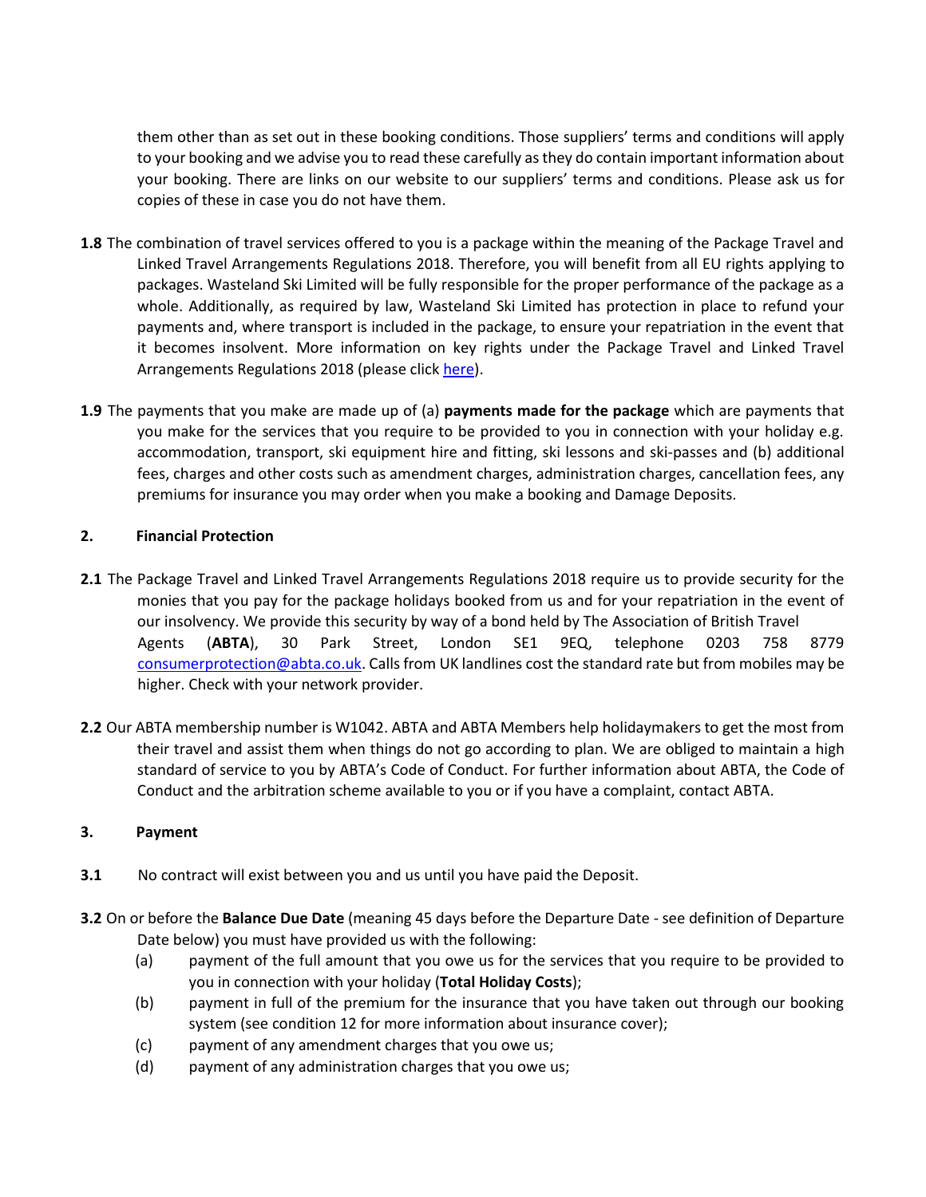them other than as set out in these booking conditions. Those suppliers' terms and conditions will apply to your booking and we advise you to read these carefully as they do contain important information about your booking. There are links on our website to our suppliers' terms and conditions. Please ask us for copies of these in case you do not have them.

**1.8** The combination of travel services offered to you is a package within the meaning of the Package Travel and Linked Travel Arrangements Regulations 2018. Therefore, you will benefit from all EU rights applying to packages. Wasteland Ski Limited will be fully responsible for the proper performance of the package as a whole. Additionally, as required by law, Wasteland Ski Limited has protection in place to refund your payments and, where transport is included in the package, to ensure your repatriation in the event that it becomes insolvent. More information on key rights under the Package Travel and Linked Travel Arrangements Regulations 2018 (please click [here](here)).

**1.9** The payments that you make are made up of (a) **payments made for the package** which are payments that you make for the services that you require to be provided to you in connection with your holiday e.g. accommodation, transport, ski equipment hire and fitting, ski lessons and ski-passes and (b) additional fees, charges and other costs such as amendment charges, administration charges, cancellation fees, any premiums for insurance you may order when you make a booking and Damage Deposits.

## 2. Financial Protection

**2.1** The Package Travel and Linked Travel Arrangements Regulations 2018 require us to provide security for the monies that you pay for the package holidays booked from us and for your repatriation in the event of our insolvency. We provide this security by way of a bond held by The Association of British Travel Agents (**ABTA**), 30 Park Street, London SE1 9EQ, telephone 0203 758 8779 [consumerprotection@abta.co.uk](mailto:consumerprotection@abta.co.uk). Calls from UK landlines cost the standard rate but from mobiles may be higher. Check with your network provider.

**2.2** Our ABTA membership number is W1042. ABTA and ABTA Members help holidaymakers to get the most from their travel and assist them when things do not go according to plan. We are obliged to maintain a high standard of service to you by ABTA's Code of Conduct. For further information about ABTA, the Code of Conduct and the arbitration scheme available to you or if you have a complaint, contact ABTA.

## 3. Payment

**3.1** No contract will exist between you and us until you have paid the Deposit.

**3.2** On or before the **Balance Due Date** (meaning 45 days before the Departure Date - see definition of Departure Date below) you must have provided us with the following:

(a) payment of the full amount that you owe us for the services that you require to be provided to you in connection with your holiday (**Total Holiday Costs**);

(b) payment in full of the premium for the insurance that you have taken out through our booking system (see condition 12 for more information about insurance cover);

(c) payment of any amendment charges that you owe us;

(d) payment of any administration charges that you owe us;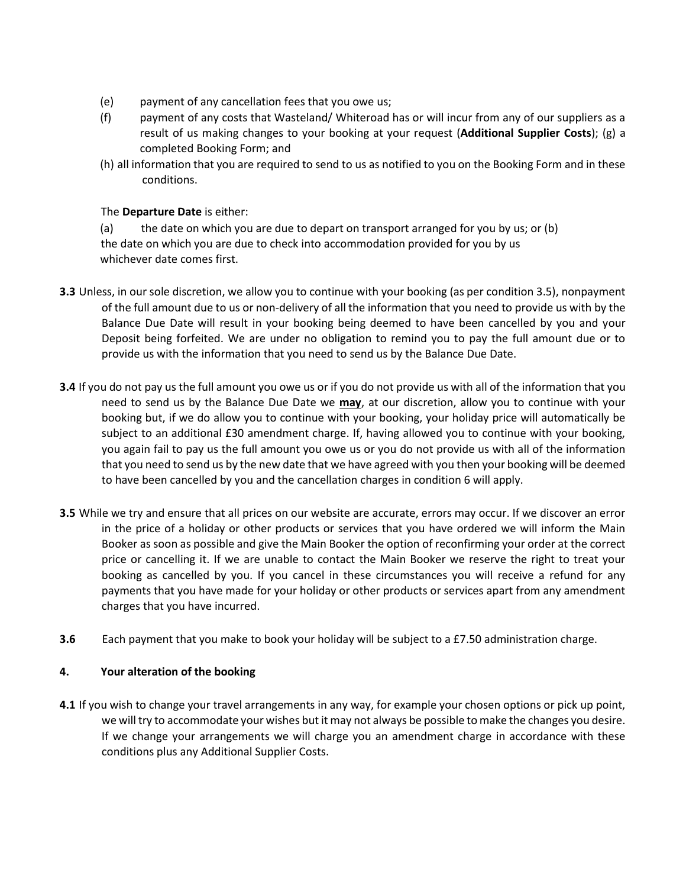(e) payment of any cancellation fees that you owe us;

(f) payment of any costs that Wasteland/ Whiteroad has or will incur from any of our suppliers as a result of us making changes to your booking at your request (**Additional Supplier Costs**); (g) a completed Booking Form; and

(h) all information that you are required to send to us as notified to you on the Booking Form and in these conditions.

The **Departure Date** is either:

(a) the date on which you are due to depart on transport arranged for you by us; or (b) the date on which you are due to check into accommodation provided for you by us whichever date comes first.

**3.3** Unless, in our sole discretion, we allow you to continue with your booking (as per condition 3.5), nonpayment of the full amount due to us or non-delivery of all the information that you need to provide us with by the Balance Due Date will result in your booking being deemed to have been cancelled by you and your Deposit being forfeited. We are under no obligation to remind you to pay the full amount due or to provide us with the information that you need to send us by the Balance Due Date.

**3.4** If you do not pay us the full amount you owe us or if you do not provide us with all of the information that you need to send us by the Balance Due Date we **may**, at our discretion, allow you to continue with your booking but, if we do allow you to continue with your booking, your holiday price will automatically be subject to an additional £30 amendment charge. If, having allowed you to continue with your booking, you again fail to pay us the full amount you owe us or you do not provide us with all of the information that you need to send us by the new date that we have agreed with you then your booking will be deemed to have been cancelled by you and the cancellation charges in condition 6 will apply.

**3.5** While we try and ensure that all prices on our website are accurate, errors may occur. If we discover an error in the price of a holiday or other products or services that you have ordered we will inform the Main Booker as soon as possible and give the Main Booker the option of reconfirming your order at the correct price or cancelling it. If we are unable to contact the Main Booker we reserve the right to treat your booking as cancelled by you. If you cancel in these circumstances you will receive a refund for any payments that you have made for your holiday or other products or services apart from any amendment charges that you have incurred.

**3.6** Each payment that you make to book your holiday will be subject to a £7.50 administration charge.

## 4. Your alteration of the booking

**4.1** If you wish to change your travel arrangements in any way, for example your chosen options or pick up point, we will try to accommodate your wishes but it may not always be possible to make the changes you desire. If we change your arrangements we will charge you an amendment charge in accordance with these conditions plus any Additional Supplier Costs.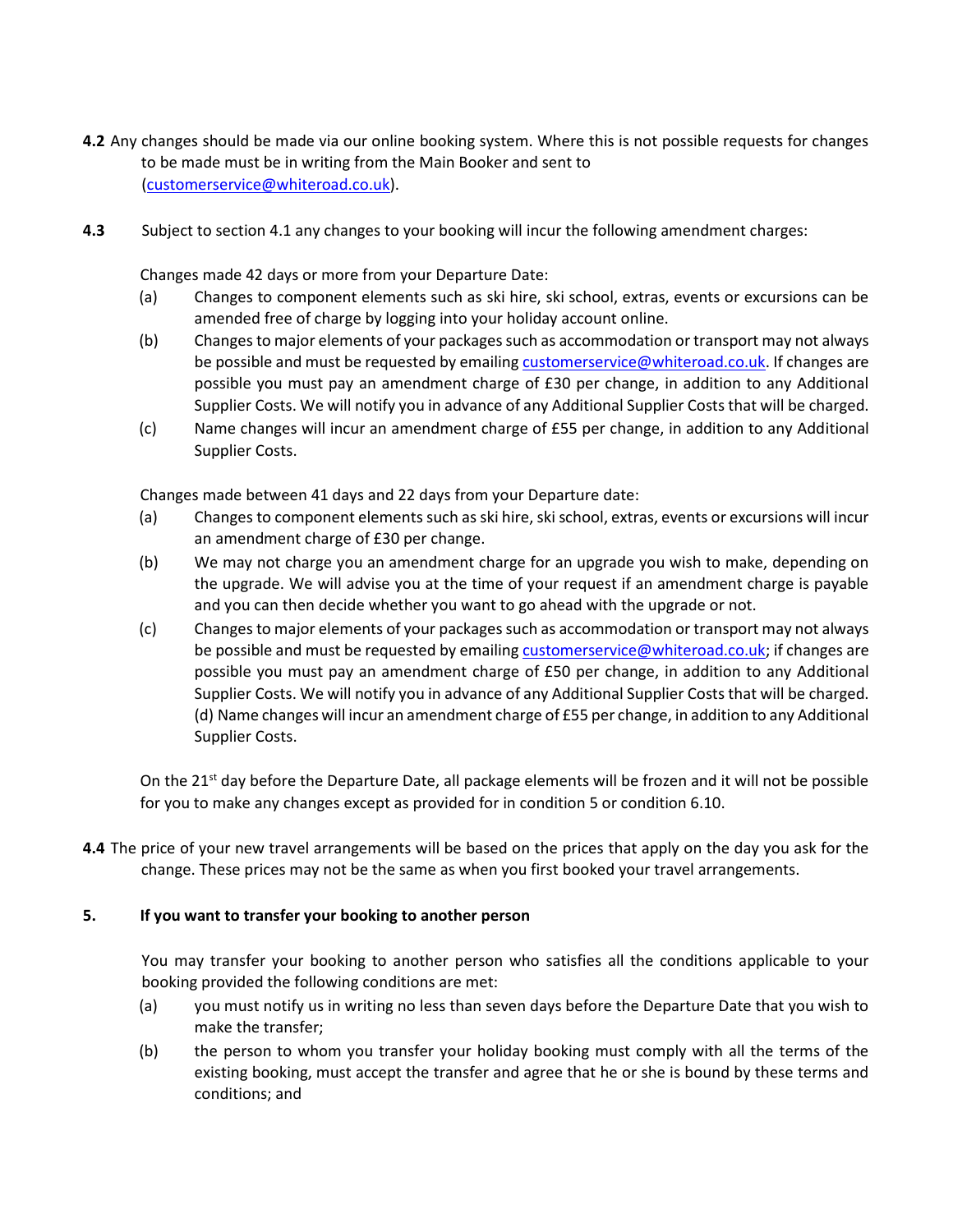**4.2** Any changes should be made via our online booking system. Where this is not possible requests for changes to be made must be in writing from the Main Booker and sent to (customerservice@whiteroad.co.uk).

**4.3** Subject to section 4.1 any changes to your booking will incur the following amendment charges:

Changes made 42 days or more from your Departure Date:

(a) Changes to component elements such as ski hire, ski school, extras, events or excursions can be amended free of charge by logging into your holiday account online.

(b) Changes to major elements of your packages such as accommodation or transport may not always be possible and must be requested by emailing customerservice@whiteroad.co.uk. If changes are possible you must pay an amendment charge of £30 per change, in addition to any Additional Supplier Costs. We will notify you in advance of any Additional Supplier Costs that will be charged.

(c) Name changes will incur an amendment charge of £55 per change, in addition to any Additional Supplier Costs.

Changes made between 41 days and 22 days from your Departure date:

(a) Changes to component elements such as ski hire, ski school, extras, events or excursions will incur an amendment charge of £30 per change.

(b) We may not charge you an amendment charge for an upgrade you wish to make, depending on the upgrade. We will advise you at the time of your request if an amendment charge is payable and you can then decide whether you want to go ahead with the upgrade or not.

(c) Changes to major elements of your packages such as accommodation or transport may not always be possible and must be requested by emailing customerservice@whiteroad.co.uk; if changes are possible you must pay an amendment charge of £50 per change, in addition to any Additional Supplier Costs. We will notify you in advance of any Additional Supplier Costs that will be charged. (d) Name changes will incur an amendment charge of £55 per change, in addition to any Additional Supplier Costs.

On the 21st day before the Departure Date, all package elements will be frozen and it will not be possible for you to make any changes except as provided for in condition 5 or condition 6.10.

**4.4** The price of your new travel arrangements will be based on the prices that apply on the day you ask for the change. These prices may not be the same as when you first booked your travel arrangements.

## 5. If you want to transfer your booking to another person

You may transfer your booking to another person who satisfies all the conditions applicable to your booking provided the following conditions are met:

(a) you must notify us in writing no less than seven days before the Departure Date that you wish to make the transfer;

(b) the person to whom you transfer your holiday booking must comply with all the terms of the existing booking, must accept the transfer and agree that he or she is bound by these terms and conditions; and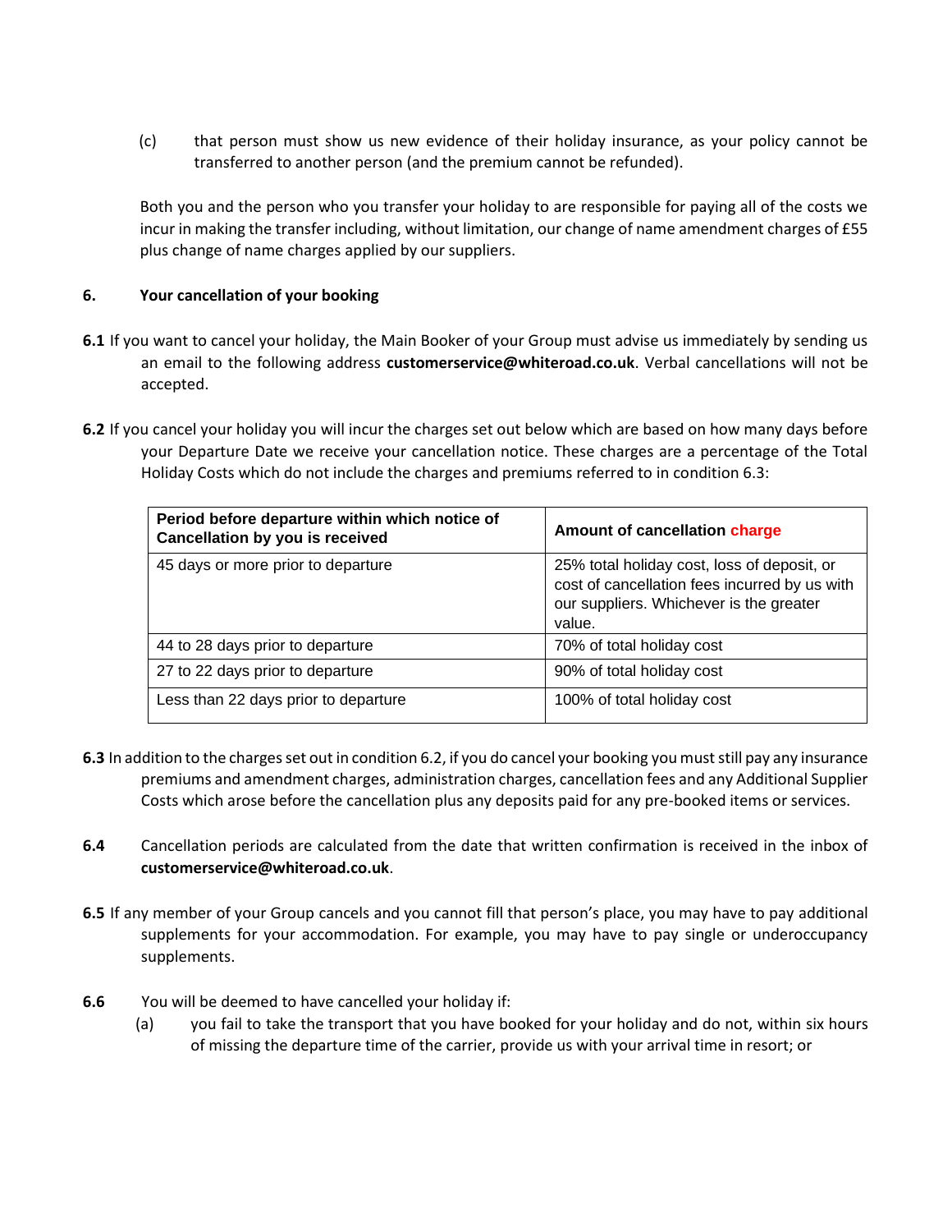(c) that person must show us new evidence of their holiday insurance, as your policy cannot be transferred to another person (and the premium cannot be refunded).

Both you and the person who you transfer your holiday to are responsible for paying all of the costs we incur in making the transfer including, without limitation, our change of name amendment charges of £55 plus change of name charges applied by our suppliers.

## 6. Your cancellation of your booking

**6.1** If you want to cancel your holiday, the Main Booker of your Group must advise us immediately by sending us an email to the following address **customerservice@whiteroad.co.uk**. Verbal cancellations will not be accepted.

**6.2** If you cancel your holiday you will incur the charges set out below which are based on how many days before your Departure Date we receive your cancellation notice. These charges are a percentage of the Total Holiday Costs which do not include the charges and premiums referred to in condition 6.3:

| Period before departure within which notice of Cancellation by you is received | Amount of cancellation charge |
|---|---|
| 45 days or more prior to departure | 25% total holiday cost, loss of deposit, or cost of cancellation fees incurred by us with our suppliers. Whichever is the greater value. |
| 44 to 28 days prior to departure | 70% of total holiday cost |
| 27 to 22 days prior to departure | 90% of total holiday cost |
| Less than 22 days prior to departure | 100% of total holiday cost |

**6.3** In addition to the charges set out in condition 6.2, if you do cancel your booking you must still pay any insurance premiums and amendment charges, administration charges, cancellation fees and any Additional Supplier Costs which arose before the cancellation plus any deposits paid for any pre-booked items or services.

**6.4** Cancellation periods are calculated from the date that written confirmation is received in the inbox of **customerservice@whiteroad.co.uk**.

**6.5** If any member of your Group cancels and you cannot fill that person's place, you may have to pay additional supplements for your accommodation. For example, you may have to pay single or underoccupancy supplements.

**6.6** You will be deemed to have cancelled your holiday if:

(a) you fail to take the transport that you have booked for your holiday and do not, within six hours of missing the departure time of the carrier, provide us with your arrival time in resort; or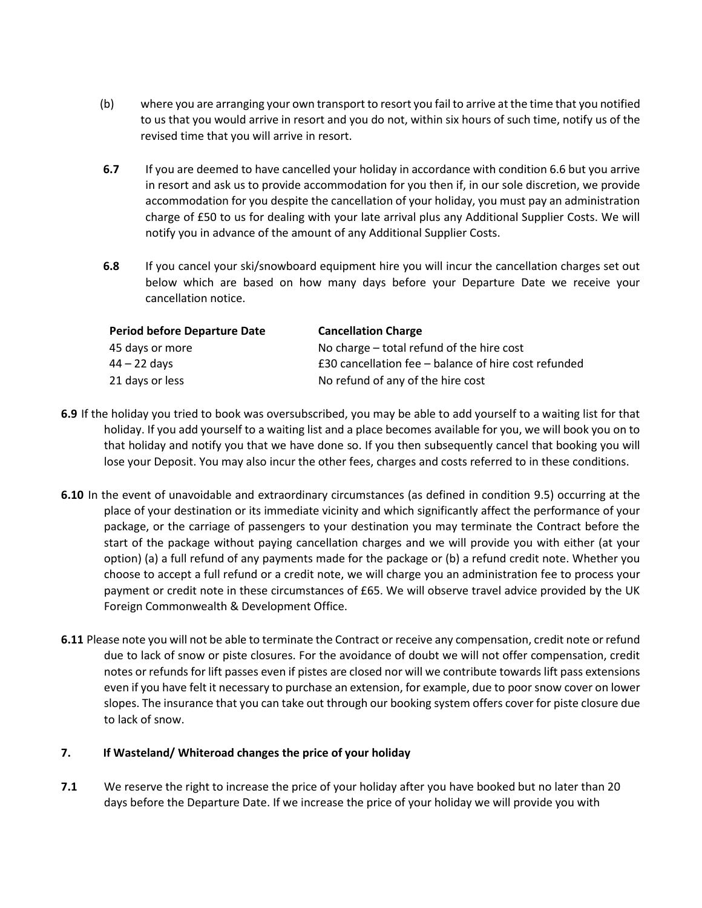(b) where you are arranging your own transport to resort you fail to arrive at the time that you notified to us that you would arrive in resort and you do not, within six hours of such time, notify us of the revised time that you will arrive in resort.

**6.7** If you are deemed to have cancelled your holiday in accordance with condition 6.6 but you arrive in resort and ask us to provide accommodation for you then if, in our sole discretion, we provide accommodation for you despite the cancellation of your holiday, you must pay an administration charge of £50 to us for dealing with your late arrival plus any Additional Supplier Costs. We will notify you in advance of the amount of any Additional Supplier Costs.

**6.8** If you cancel your ski/snowboard equipment hire you will incur the cancellation charges set out below which are based on how many days before your Departure Date we receive your cancellation notice.

| Period before Departure Date | Cancellation Charge |
|---|---|
| 45 days or more | No charge – total refund of the hire cost |
| 44 – 22 days | £30 cancellation fee – balance of hire cost refunded |
| 21 days or less | No refund of any of the hire cost |

**6.9** If the holiday you tried to book was oversubscribed, you may be able to add yourself to a waiting list for that holiday. If you add yourself to a waiting list and a place becomes available for you, we will book you on to that holiday and notify you that we have done so. If you then subsequently cancel that booking you will lose your Deposit. You may also incur the other fees, charges and costs referred to in these conditions.

**6.10** In the event of unavoidable and extraordinary circumstances (as defined in condition 9.5) occurring at the place of your destination or its immediate vicinity and which significantly affect the performance of your package, or the carriage of passengers to your destination you may terminate the Contract before the start of the package without paying cancellation charges and we will provide you with either (at your option) (a) a full refund of any payments made for the package or (b) a refund credit note. Whether you choose to accept a full refund or a credit note, we will charge you an administration fee to process your payment or credit note in these circumstances of £65. We will observe travel advice provided by the UK Foreign Commonwealth & Development Office.

**6.11** Please note you will not be able to terminate the Contract or receive any compensation, credit note or refund due to lack of snow or piste closures. For the avoidance of doubt we will not offer compensation, credit notes or refunds for lift passes even if pistes are closed nor will we contribute towards lift pass extensions even if you have felt it necessary to purchase an extension, for example, due to poor snow cover on lower slopes. The insurance that you can take out through our booking system offers cover for piste closure due to lack of snow.

## 7. If Wasteland/ Whiteroad changes the price of your holiday

**7.1** We reserve the right to increase the price of your holiday after you have booked but no later than 20 days before the Departure Date. If we increase the price of your holiday we will provide you with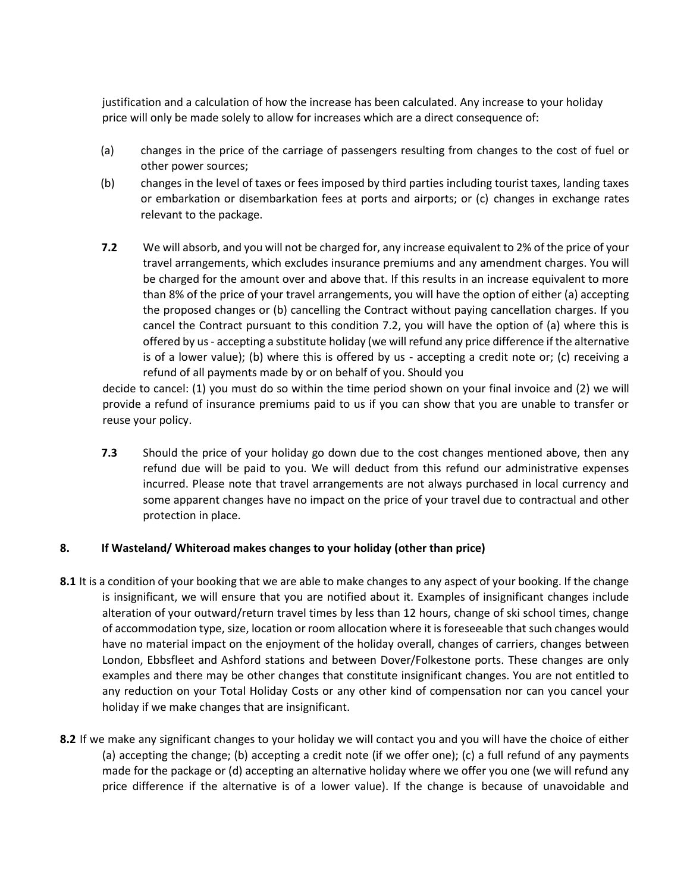justification and a calculation of how the increase has been calculated. Any increase to your holiday price will only be made solely to allow for increases which are a direct consequence of:

(a) changes in the price of the carriage of passengers resulting from changes to the cost of fuel or other power sources;

(b) changes in the level of taxes or fees imposed by third parties including tourist taxes, landing taxes or embarkation or disembarkation fees at ports and airports; or (c) changes in exchange rates relevant to the package.

**7.2** We will absorb, and you will not be charged for, any increase equivalent to 2% of the price of your travel arrangements, which excludes insurance premiums and any amendment charges. You will be charged for the amount over and above that. If this results in an increase equivalent to more than 8% of the price of your travel arrangements, you will have the option of either (a) accepting the proposed changes or (b) cancelling the Contract without paying cancellation charges. If you cancel the Contract pursuant to this condition 7.2, you will have the option of (a) where this is offered by us - accepting a substitute holiday (we will refund any price difference if the alternative is of a lower value); (b) where this is offered by us - accepting a credit note or; (c) receiving a refund of all payments made by or on behalf of you. Should you decide to cancel: (1) you must do so within the time period shown on your final invoice and (2) we will provide a refund of insurance premiums paid to us if you can show that you are unable to transfer or reuse your policy.

**7.3** Should the price of your holiday go down due to the cost changes mentioned above, then any refund due will be paid to you. We will deduct from this refund our administrative expenses incurred. Please note that travel arrangements are not always purchased in local currency and some apparent changes have no impact on the price of your travel due to contractual and other protection in place.

## 8. If Wasteland/ Whiteroad makes changes to your holiday (other than price)

**8.1** It is a condition of your booking that we are able to make changes to any aspect of your booking. If the change is insignificant, we will ensure that you are notified about it. Examples of insignificant changes include alteration of your outward/return travel times by less than 12 hours, change of ski school times, change of accommodation type, size, location or room allocation where it is foreseeable that such changes would have no material impact on the enjoyment of the holiday overall, changes of carriers, changes between London, Ebbsfleet and Ashford stations and between Dover/Folkestone ports. These changes are only examples and there may be other changes that constitute insignificant changes. You are not entitled to any reduction on your Total Holiday Costs or any other kind of compensation nor can you cancel your holiday if we make changes that are insignificant.

**8.2** If we make any significant changes to your holiday we will contact you and you will have the choice of either (a) accepting the change; (b) accepting a credit note (if we offer one); (c) a full refund of any payments made for the package or (d) accepting an alternative holiday where we offer you one (we will refund any price difference if the alternative is of a lower value). If the change is because of unavoidable and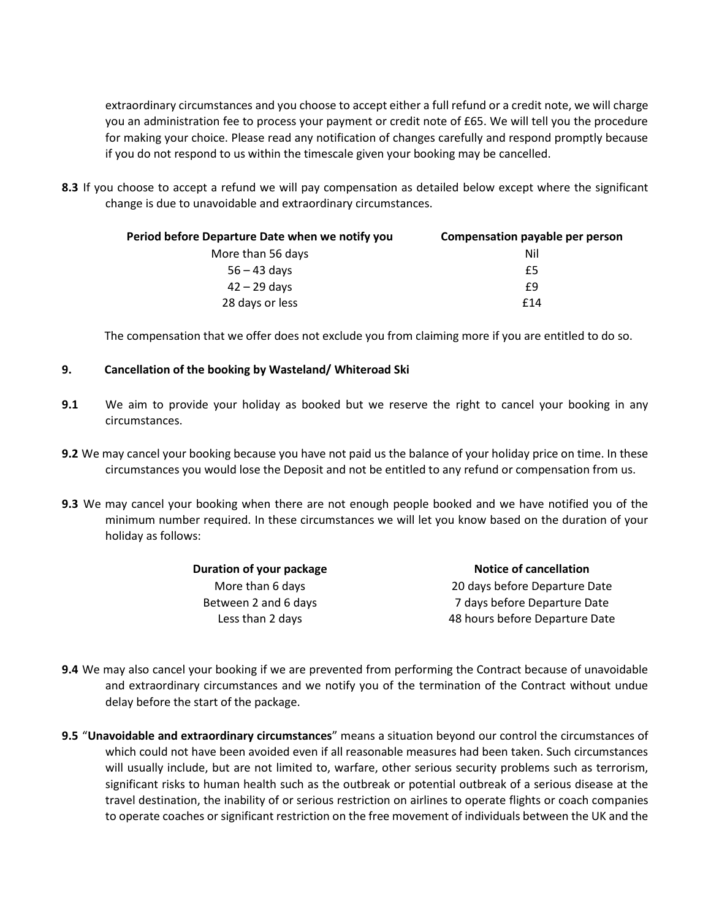extraordinary circumstances and you choose to accept either a full refund or a credit note, we will charge you an administration fee to process your payment or credit note of £65. We will tell you the procedure for making your choice. Please read any notification of changes carefully and respond promptly because if you do not respond to us within the timescale given your booking may be cancelled.

**8.3** If you choose to accept a refund we will pay compensation as detailed below except where the significant change is due to unavoidable and extraordinary circumstances.

| Period before Departure Date when we notify you | Compensation payable per person |
|---|---|
| More than 56 days | Nil |
| 56 – 43 days | £5 |
| 42 – 29 days | £9 |
| 28 days or less | £14 |

The compensation that we offer does not exclude you from claiming more if you are entitled to do so.

## 9. Cancellation of the booking by Wasteland/ Whiteroad Ski

**9.1** We aim to provide your holiday as booked but we reserve the right to cancel your booking in any circumstances.

**9.2** We may cancel your booking because you have not paid us the balance of your holiday price on time. In these circumstances you would lose the Deposit and not be entitled to any refund or compensation from us.

**9.3** We may cancel your booking when there are not enough people booked and we have notified you of the minimum number required. In these circumstances we will let you know based on the duration of your holiday as follows:

| Duration of your package | Notice of cancellation |
|---|---|
| More than 6 days | 20 days before Departure Date |
| Between 2 and 6 days | 7 days before Departure Date |
| Less than 2 days | 48 hours before Departure Date |

**9.4** We may also cancel your booking if we are prevented from performing the Contract because of unavoidable and extraordinary circumstances and we notify you of the termination of the Contract without undue delay before the start of the package.

**9.5** "**Unavoidable and extraordinary circumstances**" means a situation beyond our control the circumstances of which could not have been avoided even if all reasonable measures had been taken. Such circumstances will usually include, but are not limited to, warfare, other serious security problems such as terrorism, significant risks to human health such as the outbreak or potential outbreak of a serious disease at the travel destination, the inability of or serious restriction on airlines to operate flights or coach companies to operate coaches or significant restriction on the free movement of individuals between the UK and the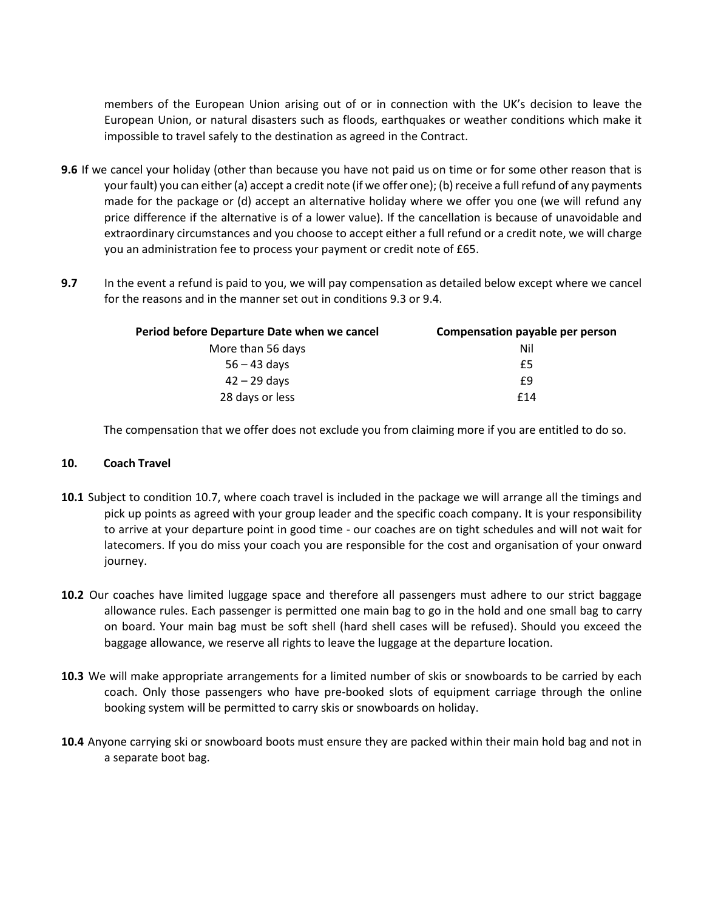members of the European Union arising out of or in connection with the UK's decision to leave the European Union, or natural disasters such as floods, earthquakes or weather conditions which make it impossible to travel safely to the destination as agreed in the Contract.

**9.6** If we cancel your holiday (other than because you have not paid us on time or for some other reason that is your fault) you can either (a) accept a credit note (if we offer one); (b) receive a full refund of any payments made for the package or (d) accept an alternative holiday where we offer you one (we will refund any price difference if the alternative is of a lower value). If the cancellation is because of unavoidable and extraordinary circumstances and you choose to accept either a full refund or a credit note, we will charge you an administration fee to process your payment or credit note of £65.

**9.7** In the event a refund is paid to you, we will pay compensation as detailed below except where we cancel for the reasons and in the manner set out in conditions 9.3 or 9.4.

| Period before Departure Date when we cancel | Compensation payable per person |
|---|---|
| More than 56 days | Nil |
| 56 – 43 days | £5 |
| 42 – 29 days | £9 |
| 28 days or less | £14 |

The compensation that we offer does not exclude you from claiming more if you are entitled to do so.

## 10. Coach Travel

**10.1** Subject to condition 10.7, where coach travel is included in the package we will arrange all the timings and pick up points as agreed with your group leader and the specific coach company. It is your responsibility to arrive at your departure point in good time - our coaches are on tight schedules and will not wait for latecomers. If you do miss your coach you are responsible for the cost and organisation of your onward journey.

**10.2** Our coaches have limited luggage space and therefore all passengers must adhere to our strict baggage allowance rules. Each passenger is permitted one main bag to go in the hold and one small bag to carry on board. Your main bag must be soft shell (hard shell cases will be refused). Should you exceed the baggage allowance, we reserve all rights to leave the luggage at the departure location.

**10.3** We will make appropriate arrangements for a limited number of skis or snowboards to be carried by each coach. Only those passengers who have pre-booked slots of equipment carriage through the online booking system will be permitted to carry skis or snowboards on holiday.

**10.4** Anyone carrying ski or snowboard boots must ensure they are packed within their main hold bag and not in a separate boot bag.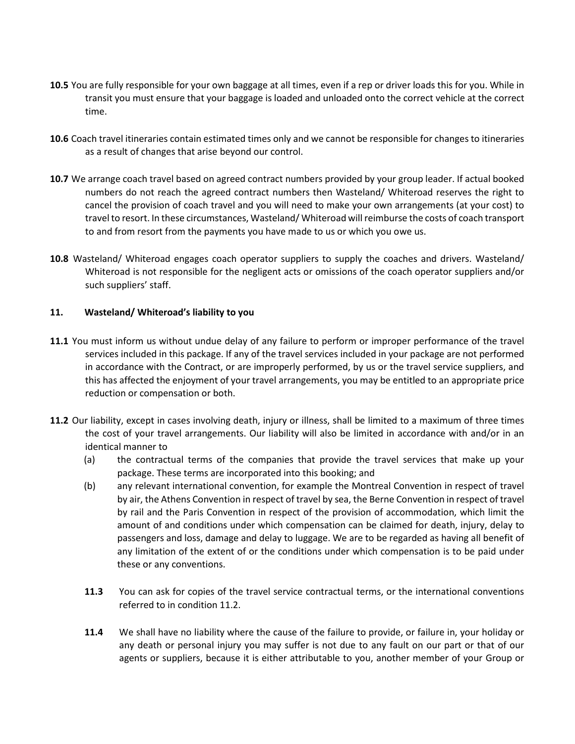**10.5** You are fully responsible for your own baggage at all times, even if a rep or driver loads this for you. While in transit you must ensure that your baggage is loaded and unloaded onto the correct vehicle at the correct time.

**10.6** Coach travel itineraries contain estimated times only and we cannot be responsible for changes to itineraries as a result of changes that arise beyond our control.

**10.7** We arrange coach travel based on agreed contract numbers provided by your group leader. If actual booked numbers do not reach the agreed contract numbers then Wasteland/ Whiteroad reserves the right to cancel the provision of coach travel and you will need to make your own arrangements (at your cost) to travel to resort. In these circumstances, Wasteland/ Whiteroad will reimburse the costs of coach transport to and from resort from the payments you have made to us or which you owe us.

**10.8** Wasteland/ Whiteroad engages coach operator suppliers to supply the coaches and drivers. Wasteland/ Whiteroad is not responsible for the negligent acts or omissions of the coach operator suppliers and/or such suppliers' staff.

## 11. Wasteland/ Whiteroad's liability to you

**11.1** You must inform us without undue delay of any failure to perform or improper performance of the travel services included in this package. If any of the travel services included in your package are not performed in accordance with the Contract, or are improperly performed, by us or the travel service suppliers, and this has affected the enjoyment of your travel arrangements, you may be entitled to an appropriate price reduction or compensation or both.

**11.2** Our liability, except in cases involving death, injury or illness, shall be limited to a maximum of three times the cost of your travel arrangements. Our liability will also be limited in accordance with and/or in an identical manner to

(a) the contractual terms of the companies that provide the travel services that make up your package. These terms are incorporated into this booking; and

(b) any relevant international convention, for example the Montreal Convention in respect of travel by air, the Athens Convention in respect of travel by sea, the Berne Convention in respect of travel by rail and the Paris Convention in respect of the provision of accommodation, which limit the amount of and conditions under which compensation can be claimed for death, injury, delay to passengers and loss, damage and delay to luggage. We are to be regarded as having all benefit of any limitation of the extent of or the conditions under which compensation is to be paid under these or any conventions.

**11.3** You can ask for copies of the travel service contractual terms, or the international conventions referred to in condition 11.2.

**11.4** We shall have no liability where the cause of the failure to provide, or failure in, your holiday or any death or personal injury you may suffer is not due to any fault on our part or that of our agents or suppliers, because it is either attributable to you, another member of your Group or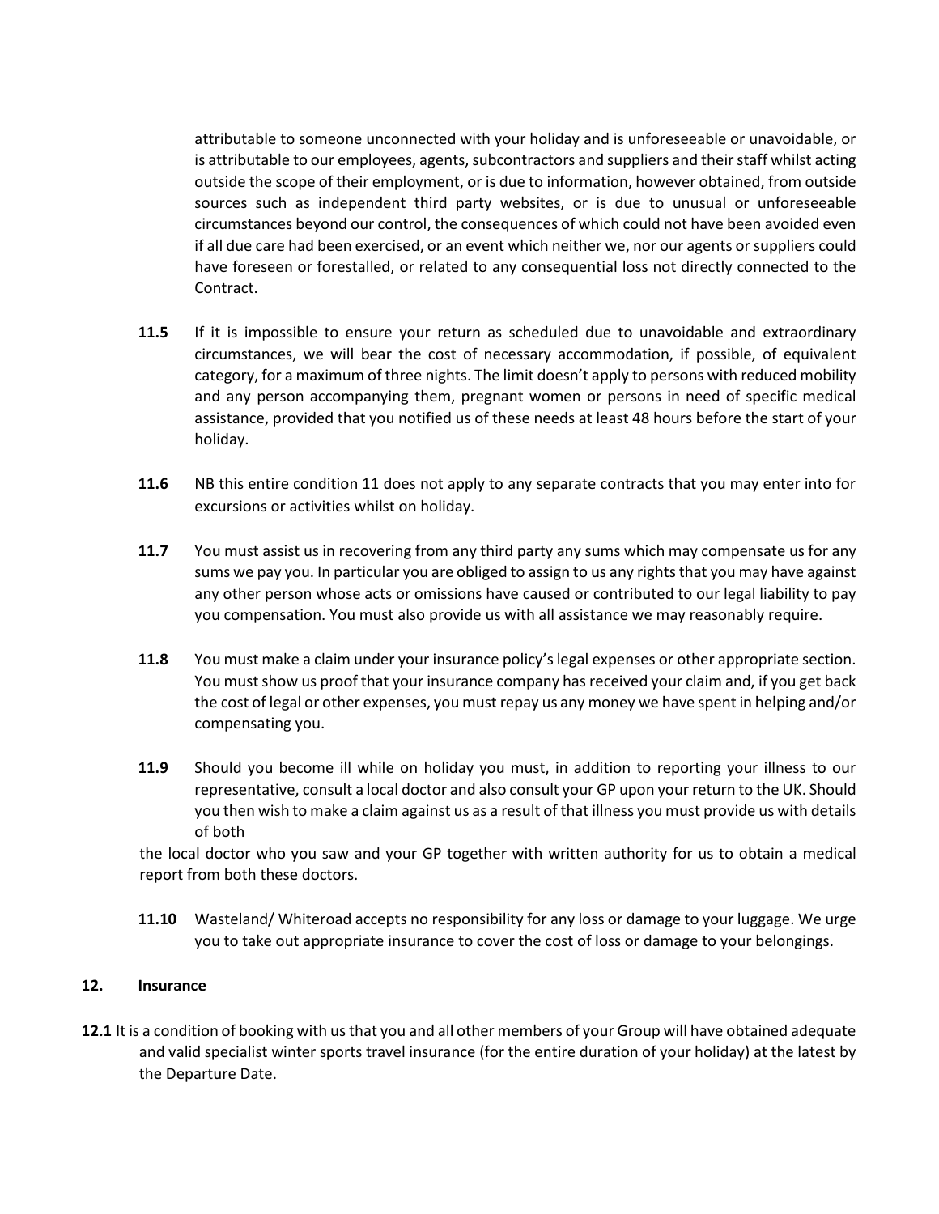attributable to someone unconnected with your holiday and is unforeseeable or unavoidable, or is attributable to our employees, agents, subcontractors and suppliers and their staff whilst acting outside the scope of their employment, or is due to information, however obtained, from outside sources such as independent third party websites, or is due to unusual or unforeseeable circumstances beyond our control, the consequences of which could not have been avoided even if all due care had been exercised, or an event which neither we, nor our agents or suppliers could have foreseen or forestalled, or related to any consequential loss not directly connected to the Contract.

**11.5** If it is impossible to ensure your return as scheduled due to unavoidable and extraordinary circumstances, we will bear the cost of necessary accommodation, if possible, of equivalent category, for a maximum of three nights. The limit doesn't apply to persons with reduced mobility and any person accompanying them, pregnant women or persons in need of specific medical assistance, provided that you notified us of these needs at least 48 hours before the start of your holiday.

**11.6** NB this entire condition 11 does not apply to any separate contracts that you may enter into for excursions or activities whilst on holiday.

**11.7** You must assist us in recovering from any third party any sums which may compensate us for any sums we pay you. In particular you are obliged to assign to us any rights that you may have against any other person whose acts or omissions have caused or contributed to our legal liability to pay you compensation. You must also provide us with all assistance we may reasonably require.

**11.8** You must make a claim under your insurance policy's legal expenses or other appropriate section. You must show us proof that your insurance company has received your claim and, if you get back the cost of legal or other expenses, you must repay us any money we have spent in helping and/or compensating you.

**11.9** Should you become ill while on holiday you must, in addition to reporting your illness to our representative, consult a local doctor and also consult your GP upon your return to the UK. Should you then wish to make a claim against us as a result of that illness you must provide us with details of both

the local doctor who you saw and your GP together with written authority for us to obtain a medical report from both these doctors.

**11.10** Wasteland/ Whiteroad accepts no responsibility for any loss or damage to your luggage. We urge you to take out appropriate insurance to cover the cost of loss or damage to your belongings.

## 12. Insurance

**12.1** It is a condition of booking with us that you and all other members of your Group will have obtained adequate and valid specialist winter sports travel insurance (for the entire duration of your holiday) at the latest by the Departure Date.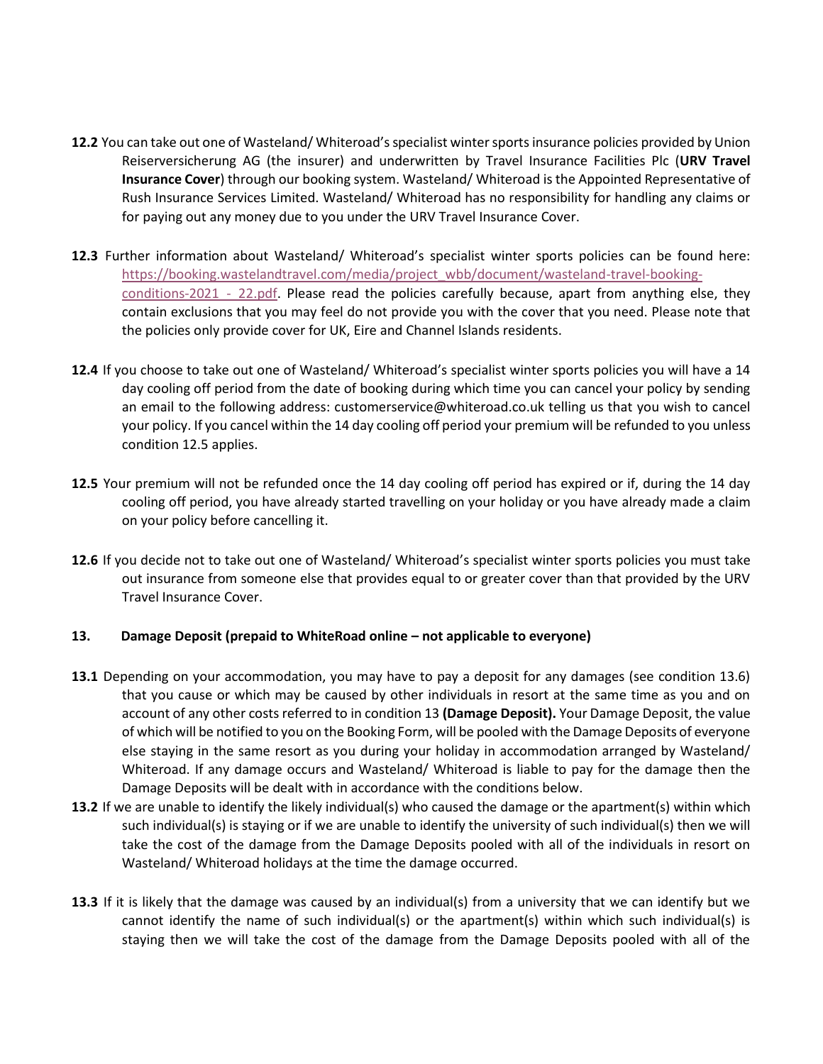**12.2** You can take out one of Wasteland/ Whiteroad's specialist winter sports insurance policies provided by Union Reiserversicherung AG (the insurer) and underwritten by Travel Insurance Facilities Plc (**URV Travel Insurance Cover**) through our booking system. Wasteland/ Whiteroad is the Appointed Representative of Rush Insurance Services Limited. Wasteland/ Whiteroad has no responsibility for handling any claims or for paying out any money due to you under the URV Travel Insurance Cover.

**12.3** Further information about Wasteland/ Whiteroad's specialist winter sports policies can be found here: https://booking.wastelandtravel.com/media/project_wbb/document/wasteland-travel-booking-conditions-2021_-_22.pdf. Please read the policies carefully because, apart from anything else, they contain exclusions that you may feel do not provide you with the cover that you need. Please note that the policies only provide cover for UK, Eire and Channel Islands residents.

**12.4** If you choose to take out one of Wasteland/ Whiteroad's specialist winter sports policies you will have a 14 day cooling off period from the date of booking during which time you can cancel your policy by sending an email to the following address: customerservice@whiteroad.co.uk telling us that you wish to cancel your policy. If you cancel within the 14 day cooling off period your premium will be refunded to you unless condition 12.5 applies.

**12.5** Your premium will not be refunded once the 14 day cooling off period has expired or if, during the 14 day cooling off period, you have already started travelling on your holiday or you have already made a claim on your policy before cancelling it.

**12.6** If you decide not to take out one of Wasteland/ Whiteroad's specialist winter sports policies you must take out insurance from someone else that provides equal to or greater cover than that provided by the URV Travel Insurance Cover.

## 13. Damage Deposit (prepaid to WhiteRoad online – not applicable to everyone)

**13.1** Depending on your accommodation, you may have to pay a deposit for any damages (see condition 13.6) that you cause or which may be caused by other individuals in resort at the same time as you and on account of any other costs referred to in condition 13 **(Damage Deposit).** Your Damage Deposit, the value of which will be notified to you on the Booking Form, will be pooled with the Damage Deposits of everyone else staying in the same resort as you during your holiday in accommodation arranged by Wasteland/ Whiteroad. If any damage occurs and Wasteland/ Whiteroad is liable to pay for the damage then the Damage Deposits will be dealt with in accordance with the conditions below.

**13.2** If we are unable to identify the likely individual(s) who caused the damage or the apartment(s) within which such individual(s) is staying or if we are unable to identify the university of such individual(s) then we will take the cost of the damage from the Damage Deposits pooled with all of the individuals in resort on Wasteland/ Whiteroad holidays at the time the damage occurred.

**13.3** If it is likely that the damage was caused by an individual(s) from a university that we can identify but we cannot identify the name of such individual(s) or the apartment(s) within which such individual(s) is staying then we will take the cost of the damage from the Damage Deposits pooled with all of the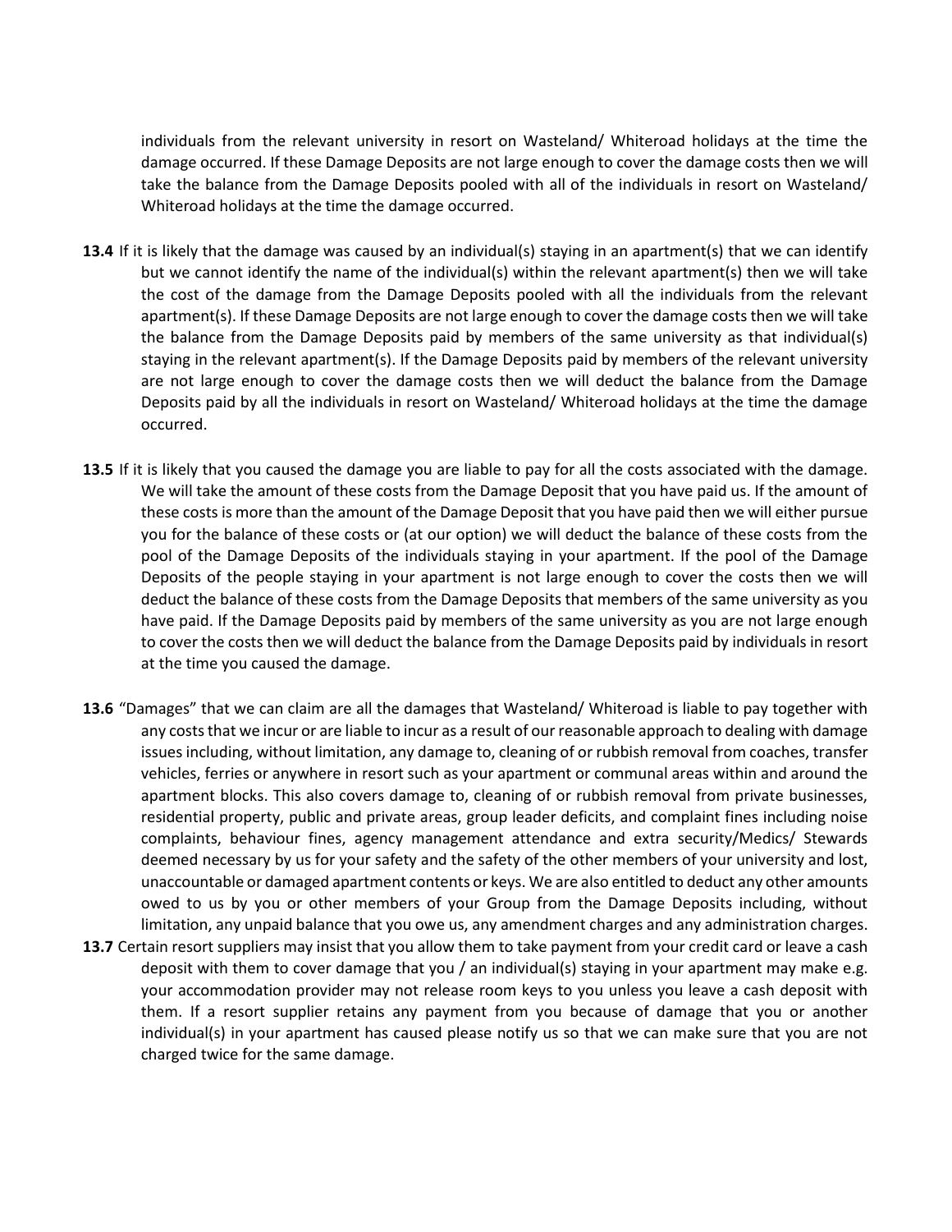individuals from the relevant university in resort on Wasteland/ Whiteroad holidays at the time the damage occurred. If these Damage Deposits are not large enough to cover the damage costs then we will take the balance from the Damage Deposits pooled with all of the individuals in resort on Wasteland/ Whiteroad holidays at the time the damage occurred.

**13.4** If it is likely that the damage was caused by an individual(s) staying in an apartment(s) that we can identify but we cannot identify the name of the individual(s) within the relevant apartment(s) then we will take the cost of the damage from the Damage Deposits pooled with all the individuals from the relevant apartment(s). If these Damage Deposits are not large enough to cover the damage costs then we will take the balance from the Damage Deposits paid by members of the same university as that individual(s) staying in the relevant apartment(s). If the Damage Deposits paid by members of the relevant university are not large enough to cover the damage costs then we will deduct the balance from the Damage Deposits paid by all the individuals in resort on Wasteland/ Whiteroad holidays at the time the damage occurred.

**13.5** If it is likely that you caused the damage you are liable to pay for all the costs associated with the damage. We will take the amount of these costs from the Damage Deposit that you have paid us. If the amount of these costs is more than the amount of the Damage Deposit that you have paid then we will either pursue you for the balance of these costs or (at our option) we will deduct the balance of these costs from the pool of the Damage Deposits of the individuals staying in your apartment. If the pool of the Damage Deposits of the people staying in your apartment is not large enough to cover the costs then we will deduct the balance of these costs from the Damage Deposits that members of the same university as you have paid. If the Damage Deposits paid by members of the same university as you are not large enough to cover the costs then we will deduct the balance from the Damage Deposits paid by individuals in resort at the time you caused the damage.

**13.6** "Damages" that we can claim are all the damages that Wasteland/ Whiteroad is liable to pay together with any costs that we incur or are liable to incur as a result of our reasonable approach to dealing with damage issues including, without limitation, any damage to, cleaning of or rubbish removal from coaches, transfer vehicles, ferries or anywhere in resort such as your apartment or communal areas within and around the apartment blocks. This also covers damage to, cleaning of or rubbish removal from private businesses, residential property, public and private areas, group leader deficits, and complaint fines including noise complaints, behaviour fines, agency management attendance and extra security/Medics/ Stewards deemed necessary by us for your safety and the safety of the other members of your university and lost, unaccountable or damaged apartment contents or keys. We are also entitled to deduct any other amounts owed to us by you or other members of your Group from the Damage Deposits including, without limitation, any unpaid balance that you owe us, any amendment charges and any administration charges.

**13.7** Certain resort suppliers may insist that you allow them to take payment from your credit card or leave a cash deposit with them to cover damage that you / an individual(s) staying in your apartment may make e.g. your accommodation provider may not release room keys to you unless you leave a cash deposit with them. If a resort supplier retains any payment from you because of damage that you or another individual(s) in your apartment has caused please notify us so that we can make sure that you are not charged twice for the same damage.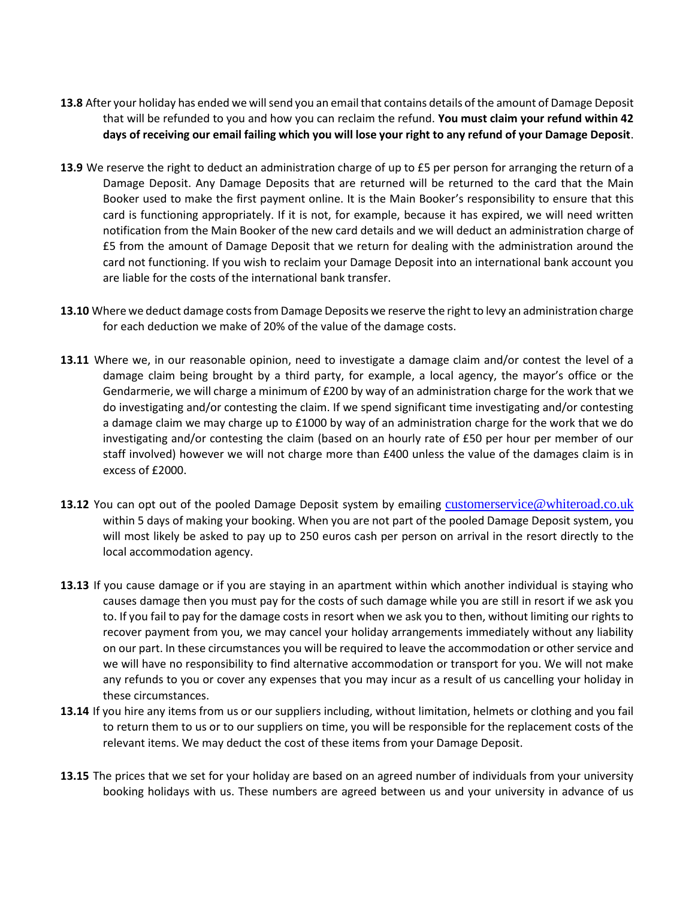**13.8** After your holiday has ended we will send you an email that contains details of the amount of Damage Deposit that will be refunded to you and how you can reclaim the refund. **You must claim your refund within 42 days of receiving our email failing which you will lose your right to any refund of your Damage Deposit**.

**13.9** We reserve the right to deduct an administration charge of up to £5 per person for arranging the return of a Damage Deposit. Any Damage Deposits that are returned will be returned to the card that the Main Booker used to make the first payment online. It is the Main Booker's responsibility to ensure that this card is functioning appropriately. If it is not, for example, because it has expired, we will need written notification from the Main Booker of the new card details and we will deduct an administration charge of £5 from the amount of Damage Deposit that we return for dealing with the administration around the card not functioning. If you wish to reclaim your Damage Deposit into an international bank account you are liable for the costs of the international bank transfer.

**13.10** Where we deduct damage costs from Damage Deposits we reserve the right to levy an administration charge for each deduction we make of 20% of the value of the damage costs.

**13.11** Where we, in our reasonable opinion, need to investigate a damage claim and/or contest the level of a damage claim being brought by a third party, for example, a local agency, the mayor's office or the Gendarmerie, we will charge a minimum of £200 by way of an administration charge for the work that we do investigating and/or contesting the claim. If we spend significant time investigating and/or contesting a damage claim we may charge up to £1000 by way of an administration charge for the work that we do investigating and/or contesting the claim (based on an hourly rate of £50 per hour per member of our staff involved) however we will not charge more than £400 unless the value of the damages claim is in excess of £2000.

**13.12** You can opt out of the pooled Damage Deposit system by emailing customerservice@whiteroad.co.uk within 5 days of making your booking. When you are not part of the pooled Damage Deposit system, you will most likely be asked to pay up to 250 euros cash per person on arrival in the resort directly to the local accommodation agency.

**13.13** If you cause damage or if you are staying in an apartment within which another individual is staying who causes damage then you must pay for the costs of such damage while you are still in resort if we ask you to. If you fail to pay for the damage costs in resort when we ask you to then, without limiting our rights to recover payment from you, we may cancel your holiday arrangements immediately without any liability on our part. In these circumstances you will be required to leave the accommodation or other service and we will have no responsibility to find alternative accommodation or transport for you. We will not make any refunds to you or cover any expenses that you may incur as a result of us cancelling your holiday in these circumstances.

**13.14** If you hire any items from us or our suppliers including, without limitation, helmets or clothing and you fail to return them to us or to our suppliers on time, you will be responsible for the replacement costs of the relevant items. We may deduct the cost of these items from your Damage Deposit.

**13.15** The prices that we set for your holiday are based on an agreed number of individuals from your university booking holidays with us. These numbers are agreed between us and your university in advance of us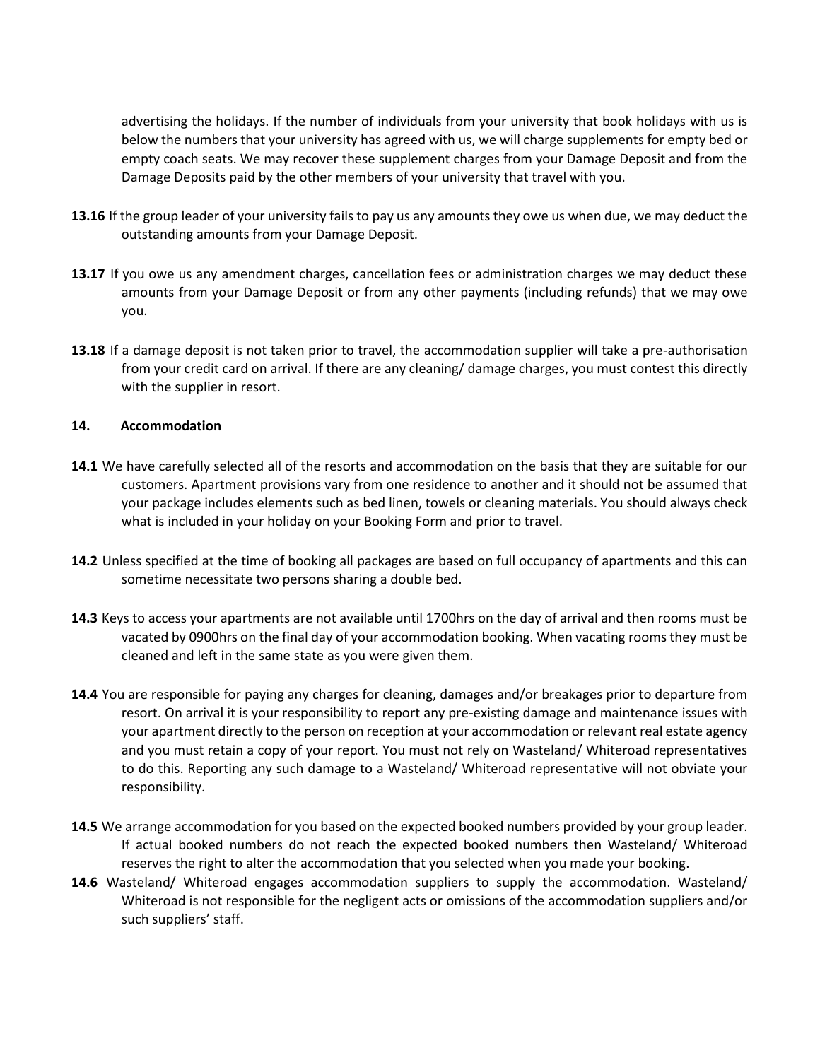advertising the holidays. If the number of individuals from your university that book holidays with us is below the numbers that your university has agreed with us, we will charge supplements for empty bed or empty coach seats. We may recover these supplement charges from your Damage Deposit and from the Damage Deposits paid by the other members of your university that travel with you.

**13.16** If the group leader of your university fails to pay us any amounts they owe us when due, we may deduct the outstanding amounts from your Damage Deposit.

**13.17** If you owe us any amendment charges, cancellation fees or administration charges we may deduct these amounts from your Damage Deposit or from any other payments (including refunds) that we may owe you.

**13.18** If a damage deposit is not taken prior to travel, the accommodation supplier will take a pre-authorisation from your credit card on arrival. If there are any cleaning/ damage charges, you must contest this directly with the supplier in resort.

## 14. Accommodation

**14.1** We have carefully selected all of the resorts and accommodation on the basis that they are suitable for our customers. Apartment provisions vary from one residence to another and it should not be assumed that your package includes elements such as bed linen, towels or cleaning materials. You should always check what is included in your holiday on your Booking Form and prior to travel.

**14.2** Unless specified at the time of booking all packages are based on full occupancy of apartments and this can sometime necessitate two persons sharing a double bed.

**14.3** Keys to access your apartments are not available until 1700hrs on the day of arrival and then rooms must be vacated by 0900hrs on the final day of your accommodation booking. When vacating rooms they must be cleaned and left in the same state as you were given them.

**14.4** You are responsible for paying any charges for cleaning, damages and/or breakages prior to departure from resort. On arrival it is your responsibility to report any pre-existing damage and maintenance issues with your apartment directly to the person on reception at your accommodation or relevant real estate agency and you must retain a copy of your report. You must not rely on Wasteland/ Whiteroad representatives to do this. Reporting any such damage to a Wasteland/ Whiteroad representative will not obviate your responsibility.

**14.5** We arrange accommodation for you based on the expected booked numbers provided by your group leader. If actual booked numbers do not reach the expected booked numbers then Wasteland/ Whiteroad reserves the right to alter the accommodation that you selected when you made your booking.

**14.6** Wasteland/ Whiteroad engages accommodation suppliers to supply the accommodation. Wasteland/ Whiteroad is not responsible for the negligent acts or omissions of the accommodation suppliers and/or such suppliers' staff.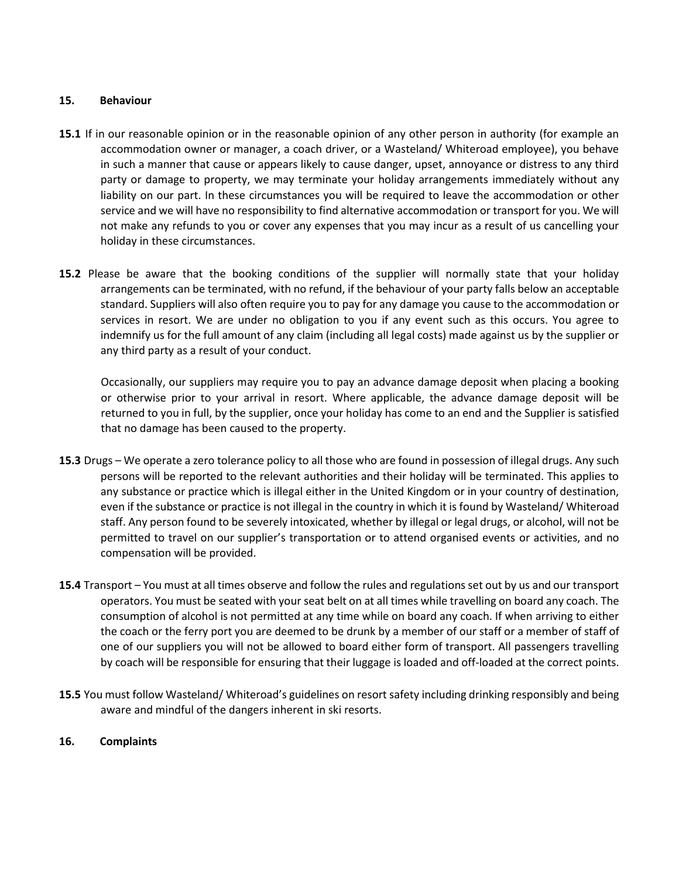## 15. Behaviour

**15.1** If in our reasonable opinion or in the reasonable opinion of any other person in authority (for example an accommodation owner or manager, a coach driver, or a Wasteland/ Whiteroad employee), you behave in such a manner that cause or appears likely to cause danger, upset, annoyance or distress to any third party or damage to property, we may terminate your holiday arrangements immediately without any liability on our part. In these circumstances you will be required to leave the accommodation or other service and we will have no responsibility to find alternative accommodation or transport for you. We will not make any refunds to you or cover any expenses that you may incur as a result of us cancelling your holiday in these circumstances.

**15.2** Please be aware that the booking conditions of the supplier will normally state that your holiday arrangements can be terminated, with no refund, if the behaviour of your party falls below an acceptable standard. Suppliers will also often require you to pay for any damage you cause to the accommodation or services in resort. We are under no obligation to you if any event such as this occurs. You agree to indemnify us for the full amount of any claim (including all legal costs) made against us by the supplier or any third party as a result of your conduct.

Occasionally, our suppliers may require you to pay an advance damage deposit when placing a booking or otherwise prior to your arrival in resort. Where applicable, the advance damage deposit will be returned to you in full, by the supplier, once your holiday has come to an end and the Supplier is satisfied that no damage has been caused to the property.

**15.3** Drugs – We operate a zero tolerance policy to all those who are found in possession of illegal drugs. Any such persons will be reported to the relevant authorities and their holiday will be terminated. This applies to any substance or practice which is illegal either in the United Kingdom or in your country of destination, even if the substance or practice is not illegal in the country in which it is found by Wasteland/ Whiteroad staff. Any person found to be severely intoxicated, whether by illegal or legal drugs, or alcohol, will not be permitted to travel on our supplier's transportation or to attend organised events or activities, and no compensation will be provided.

**15.4** Transport – You must at all times observe and follow the rules and regulations set out by us and our transport operators. You must be seated with your seat belt on at all times while travelling on board any coach. The consumption of alcohol is not permitted at any time while on board any coach. If when arriving to either the coach or the ferry port you are deemed to be drunk by a member of our staff or a member of staff of one of our suppliers you will not be allowed to board either form of transport. All passengers travelling by coach will be responsible for ensuring that their luggage is loaded and off-loaded at the correct points.

**15.5** You must follow Wasteland/ Whiteroad's guidelines on resort safety including drinking responsibly and being aware and mindful of the dangers inherent in ski resorts.

## 16. Complaints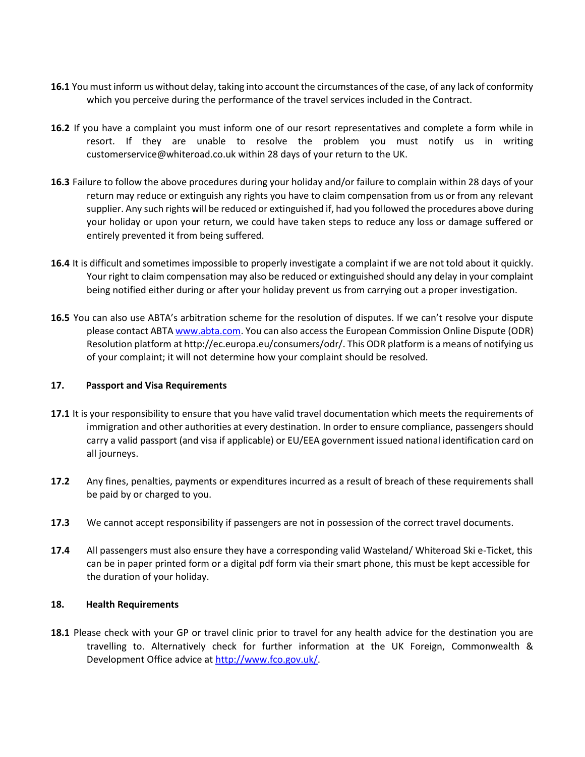**16.1** You must inform us without delay, taking into account the circumstances of the case, of any lack of conformity which you perceive during the performance of the travel services included in the Contract.

**16.2** If you have a complaint you must inform one of our resort representatives and complete a form while in resort. If they are unable to resolve the problem you must notify us in writing customerservice@whiteroad.co.uk within 28 days of your return to the UK.

**16.3** Failure to follow the above procedures during your holiday and/or failure to complain within 28 days of your return may reduce or extinguish any rights you have to claim compensation from us or from any relevant supplier. Any such rights will be reduced or extinguished if, had you followed the procedures above during your holiday or upon your return, we could have taken steps to reduce any loss or damage suffered or entirely prevented it from being suffered.

**16.4** It is difficult and sometimes impossible to properly investigate a complaint if we are not told about it quickly. Your right to claim compensation may also be reduced or extinguished should any delay in your complaint being notified either during or after your holiday prevent us from carrying out a proper investigation.

**16.5** You can also use ABTA's arbitration scheme for the resolution of disputes. If we can't resolve your dispute please contact ABTA [www.abta.com](http://www.abta.com). You can also access the European Commission Online Dispute (ODR) Resolution platform at http://ec.europa.eu/consumers/odr/. This ODR platform is a means of notifying us of your complaint; it will not determine how your complaint should be resolved.

**17. Passport and Visa Requirements**

**17.1** It is your responsibility to ensure that you have valid travel documentation which meets the requirements of immigration and other authorities at every destination. In order to ensure compliance, passengers should carry a valid passport (and visa if applicable) or EU/EEA government issued national identification card on all journeys.

**17.2** Any fines, penalties, payments or expenditures incurred as a result of breach of these requirements shall be paid by or charged to you.

**17.3** We cannot accept responsibility if passengers are not in possession of the correct travel documents.

**17.4** All passengers must also ensure they have a corresponding valid Wasteland/ Whiteroad Ski e-Ticket, this can be in paper printed form or a digital pdf form via their smart phone, this must be kept accessible for the duration of your holiday.

**18. Health Requirements**

**18.1** Please check with your GP or travel clinic prior to travel for any health advice for the destination you are travelling to. Alternatively check for further information at the UK Foreign, Commonwealth & Development Office advice at [http://www.fco.gov.uk/](http://www.fco.gov.uk/).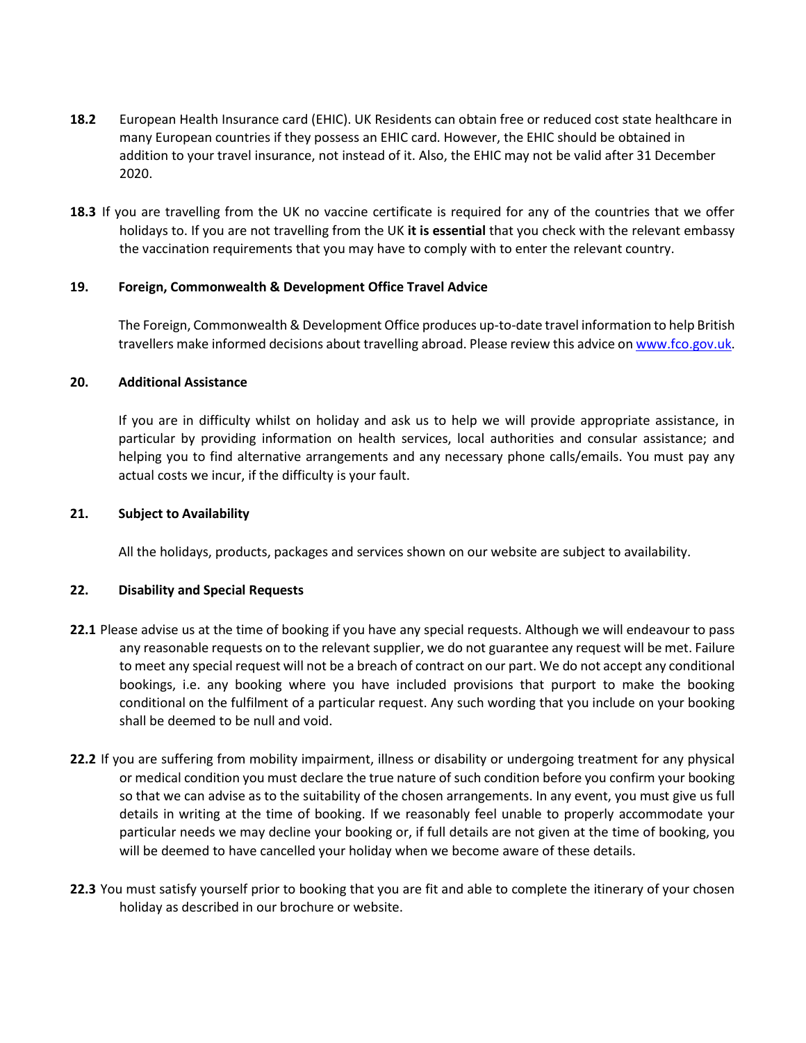**18.2** European Health Insurance card (EHIC). UK Residents can obtain free or reduced cost state healthcare in many European countries if they possess an EHIC card. However, the EHIC should be obtained in addition to your travel insurance, not instead of it. Also, the EHIC may not be valid after 31 December 2020.

**18.3** If you are travelling from the UK no vaccine certificate is required for any of the countries that we offer holidays to. If you are not travelling from the UK **it is essential** that you check with the relevant embassy the vaccination requirements that you may have to comply with to enter the relevant country.

## 19. Foreign, Commonwealth & Development Office Travel Advice

The Foreign, Commonwealth & Development Office produces up-to-date travel information to help British travellers make informed decisions about travelling abroad. Please review this advice on [www.fco.gov.uk](http://www.fco.gov.uk).

## 20. Additional Assistance

If you are in difficulty whilst on holiday and ask us to help we will provide appropriate assistance, in particular by providing information on health services, local authorities and consular assistance; and helping you to find alternative arrangements and any necessary phone calls/emails. You must pay any actual costs we incur, if the difficulty is your fault.

## 21. Subject to Availability

All the holidays, products, packages and services shown on our website are subject to availability.

## 22. Disability and Special Requests

**22.1** Please advise us at the time of booking if you have any special requests. Although we will endeavour to pass any reasonable requests on to the relevant supplier, we do not guarantee any request will be met. Failure to meet any special request will not be a breach of contract on our part. We do not accept any conditional bookings, i.e. any booking where you have included provisions that purport to make the booking conditional on the fulfilment of a particular request. Any such wording that you include on your booking shall be deemed to be null and void.

**22.2** If you are suffering from mobility impairment, illness or disability or undergoing treatment for any physical or medical condition you must declare the true nature of such condition before you confirm your booking so that we can advise as to the suitability of the chosen arrangements. In any event, you must give us full details in writing at the time of booking. If we reasonably feel unable to properly accommodate your particular needs we may decline your booking or, if full details are not given at the time of booking, you will be deemed to have cancelled your holiday when we become aware of these details.

**22.3** You must satisfy yourself prior to booking that you are fit and able to complete the itinerary of your chosen holiday as described in our brochure or website.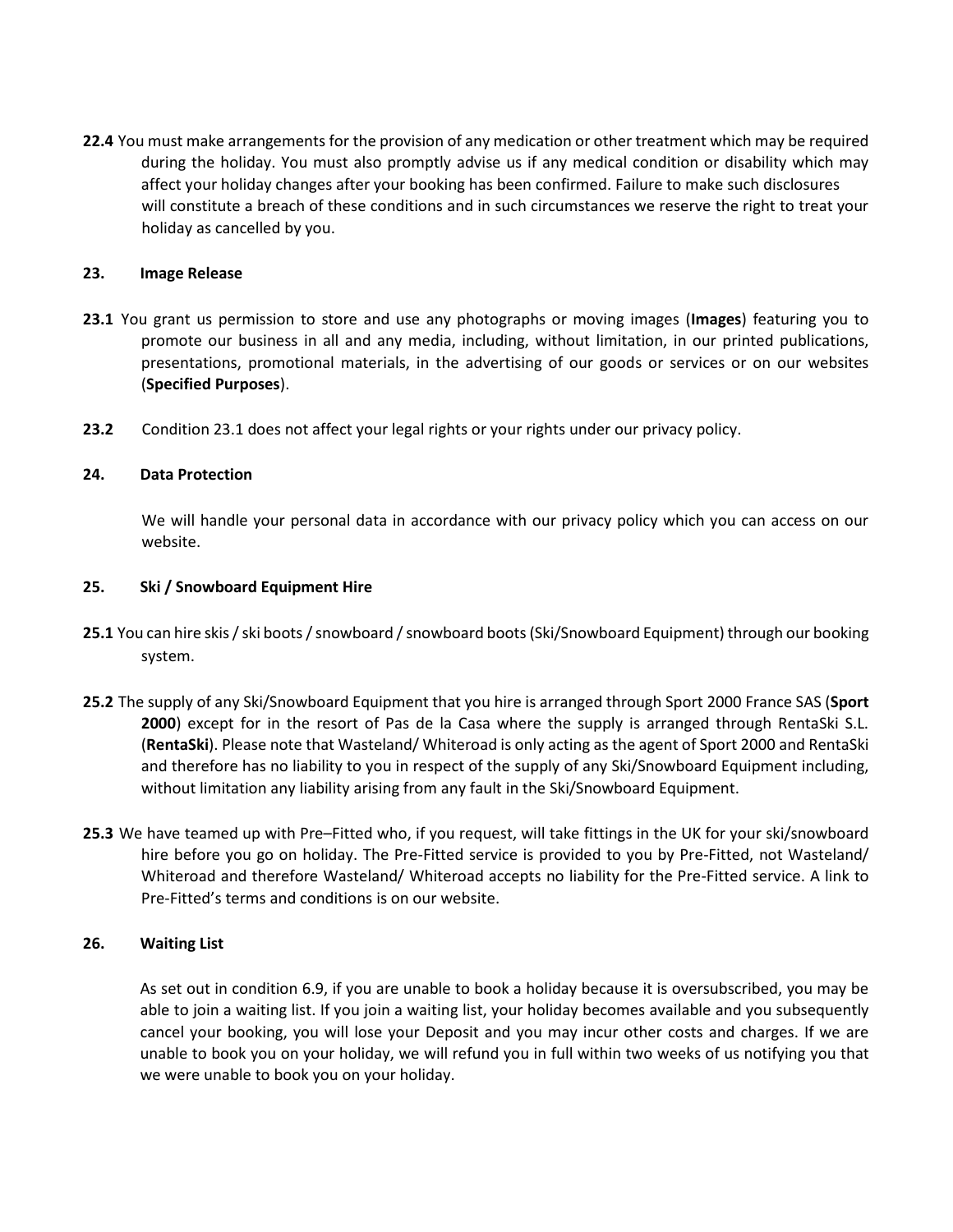**22.4** You must make arrangements for the provision of any medication or other treatment which may be required during the holiday. You must also promptly advise us if any medical condition or disability which may affect your holiday changes after your booking has been confirmed. Failure to make such disclosures will constitute a breach of these conditions and in such circumstances we reserve the right to treat your holiday as cancelled by you.

## 23. Image Release

**23.1** You grant us permission to store and use any photographs or moving images (**Images**) featuring you to promote our business in all and any media, including, without limitation, in our printed publications, presentations, promotional materials, in the advertising of our goods or services or on our websites (**Specified Purposes**).

**23.2** Condition 23.1 does not affect your legal rights or your rights under our privacy policy.

## 24. Data Protection

We will handle your personal data in accordance with our privacy policy which you can access on our website.

## 25. Ski / Snowboard Equipment Hire

**25.1** You can hire skis / ski boots / snowboard / snowboard boots (Ski/Snowboard Equipment) through our booking system.

**25.2** The supply of any Ski/Snowboard Equipment that you hire is arranged through Sport 2000 France SAS (**Sport 2000**) except for in the resort of Pas de la Casa where the supply is arranged through RentaSki S.L. (**RentaSki**). Please note that Wasteland/ Whiteroad is only acting as the agent of Sport 2000 and RentaSki and therefore has no liability to you in respect of the supply of any Ski/Snowboard Equipment including, without limitation any liability arising from any fault in the Ski/Snowboard Equipment.

**25.3** We have teamed up with Pre–Fitted who, if you request, will take fittings in the UK for your ski/snowboard hire before you go on holiday. The Pre-Fitted service is provided to you by Pre-Fitted, not Wasteland/ Whiteroad and therefore Wasteland/ Whiteroad accepts no liability for the Pre-Fitted service. A link to Pre-Fitted's terms and conditions is on our website.

## 26. Waiting List

As set out in condition 6.9, if you are unable to book a holiday because it is oversubscribed, you may be able to join a waiting list. If you join a waiting list, your holiday becomes available and you subsequently cancel your booking, you will lose your Deposit and you may incur other costs and charges. If we are unable to book you on your holiday, we will refund you in full within two weeks of us notifying you that we were unable to book you on your holiday.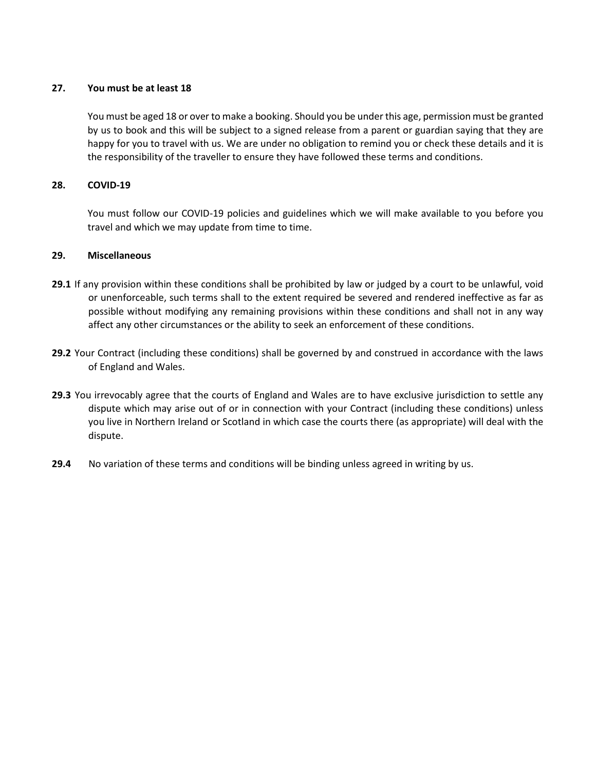## 27. You must be at least 18

You must be aged 18 or over to make a booking. Should you be under this age, permission must be granted by us to book and this will be subject to a signed release from a parent or guardian saying that they are happy for you to travel with us. We are under no obligation to remind you or check these details and it is the responsibility of the traveller to ensure they have followed these terms and conditions.

## 28. COVID-19

You must follow our COVID-19 policies and guidelines which we will make available to you before you travel and which we may update from time to time.

## 29. Miscellaneous

**29.1** If any provision within these conditions shall be prohibited by law or judged by a court to be unlawful, void or unenforceable, such terms shall to the extent required be severed and rendered ineffective as far as possible without modifying any remaining provisions within these conditions and shall not in any way affect any other circumstances or the ability to seek an enforcement of these conditions.

**29.2** Your Contract (including these conditions) shall be governed by and construed in accordance with the laws of England and Wales.

**29.3** You irrevocably agree that the courts of England and Wales are to have exclusive jurisdiction to settle any dispute which may arise out of or in connection with your Contract (including these conditions) unless you live in Northern Ireland or Scotland in which case the courts there (as appropriate) will deal with the dispute.

**29.4** No variation of these terms and conditions will be binding unless agreed in writing by us.